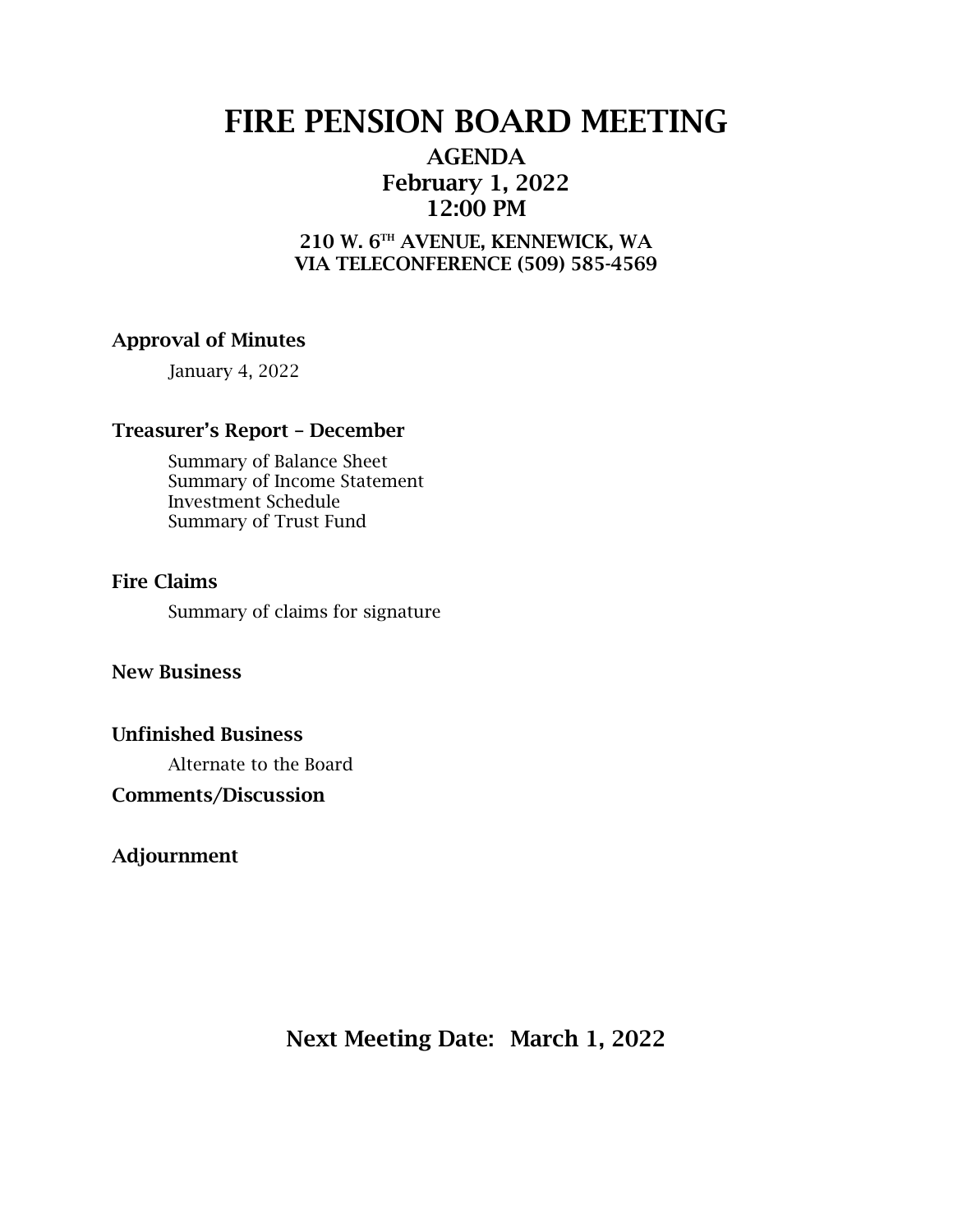# FIRE PENSION BOARD MEETING

## AGENDA
## February 1, 2022
## 12:00 PM

### 210 W. 6TH AVENUE, KENNEWICK, WA
### VIA TELECONFERENCE (509) 585-4569

**Approval of Minutes**

January 4, 2022

**Treasurer's Report – December**

Summary of Balance Sheet
Summary of Income Statement
Investment Schedule
Summary of Trust Fund

**Fire Claims**

Summary of claims for signature

**New Business**

**Unfinished Business**

Alternate to the Board

**Comments/Discussion**

**Adjournment**

**Next Meeting Date: March 1, 2022**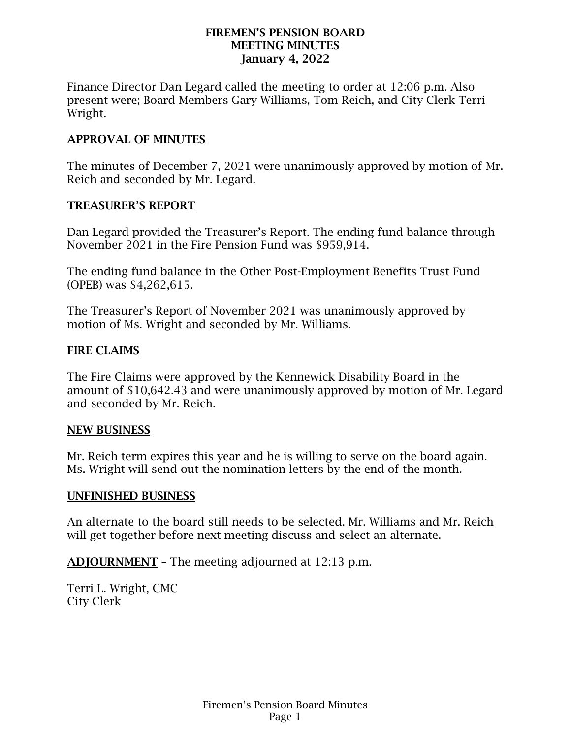# FIREMEN'S PENSION BOARD MEETING MINUTES January 4, 2022

Finance Director Dan Legard called the meeting to order at 12:06 p.m. Also present were; Board Members Gary Williams, Tom Reich, and City Clerk Terri Wright.

## APPROVAL OF MINUTES

The minutes of December 7, 2021 were unanimously approved by motion of Mr. Reich and seconded by Mr. Legard.

## TREASURER'S REPORT

Dan Legard provided the Treasurer's Report. The ending fund balance through November 2021 in the Fire Pension Fund was $959,914.

The ending fund balance in the Other Post-Employment Benefits Trust Fund (OPEB) was $4,262,615.

The Treasurer's Report of November 2021 was unanimously approved by motion of Ms. Wright and seconded by Mr. Williams.

## FIRE CLAIMS

The Fire Claims were approved by the Kennewick Disability Board in the amount of $10,642.43 and were unanimously approved by motion of Mr. Legard and seconded by Mr. Reich.

## NEW BUSINESS

Mr. Reich term expires this year and he is willing to serve on the board again. Ms. Wright will send out the nomination letters by the end of the month.

## UNFINISHED BUSINESS

An alternate to the board still needs to be selected. Mr. Williams and Mr. Reich will get together before next meeting discuss and select an alternate.

**ADJOURNMENT** – The meeting adjourned at 12:13 p.m.

Terri L. Wright, CMC
City Clerk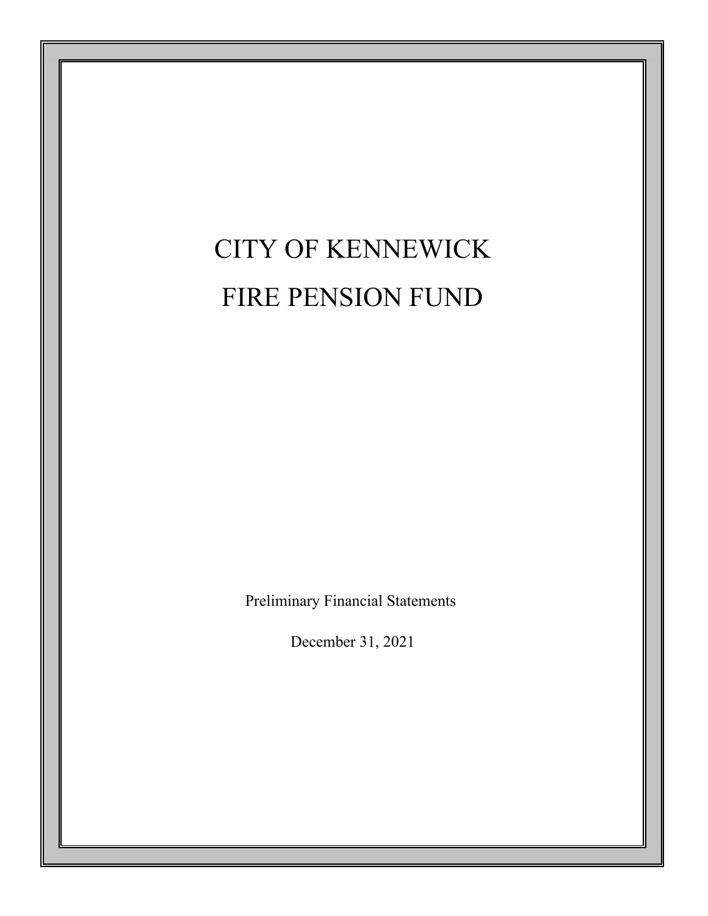# CITY OF KENNEWICK

# FIRE PENSION FUND

Preliminary Financial Statements

December 31, 2021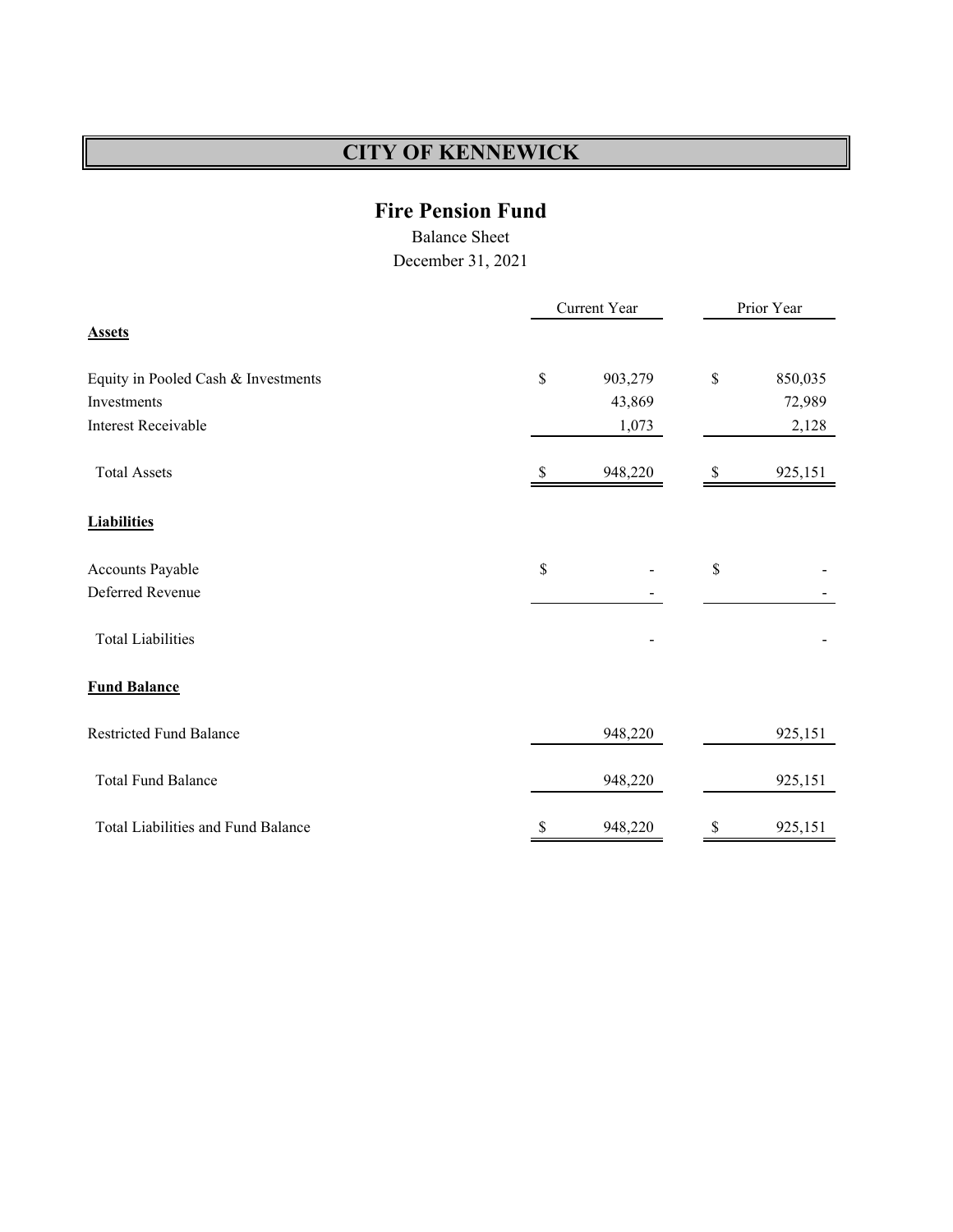# CITY OF KENNEWICK

## Fire Pension Fund

Balance Sheet

December 31, 2021

| | Current Year | Prior Year |
|---|---|---|
| **Assets** | | |
| Equity in Pooled Cash & Investments | $ 903,279 | $ 850,035 |
| Investments | 43,869 | 72,989 |
| Interest Receivable | 1,073 | 2,128 |
| Total Assets | $ 948,220 | $ 925,151 |
| **Liabilities** | | |
| Accounts Payable | $ - | $ - |
| Deferred Revenue | - | - |
| Total Liabilities | - | - |
| **Fund Balance** | | |
| Restricted Fund Balance | 948,220 | 925,151 |
| Total Fund Balance | 948,220 | 925,151 |
| Total Liabilities and Fund Balance | $ 948,220 | $ 925,151 |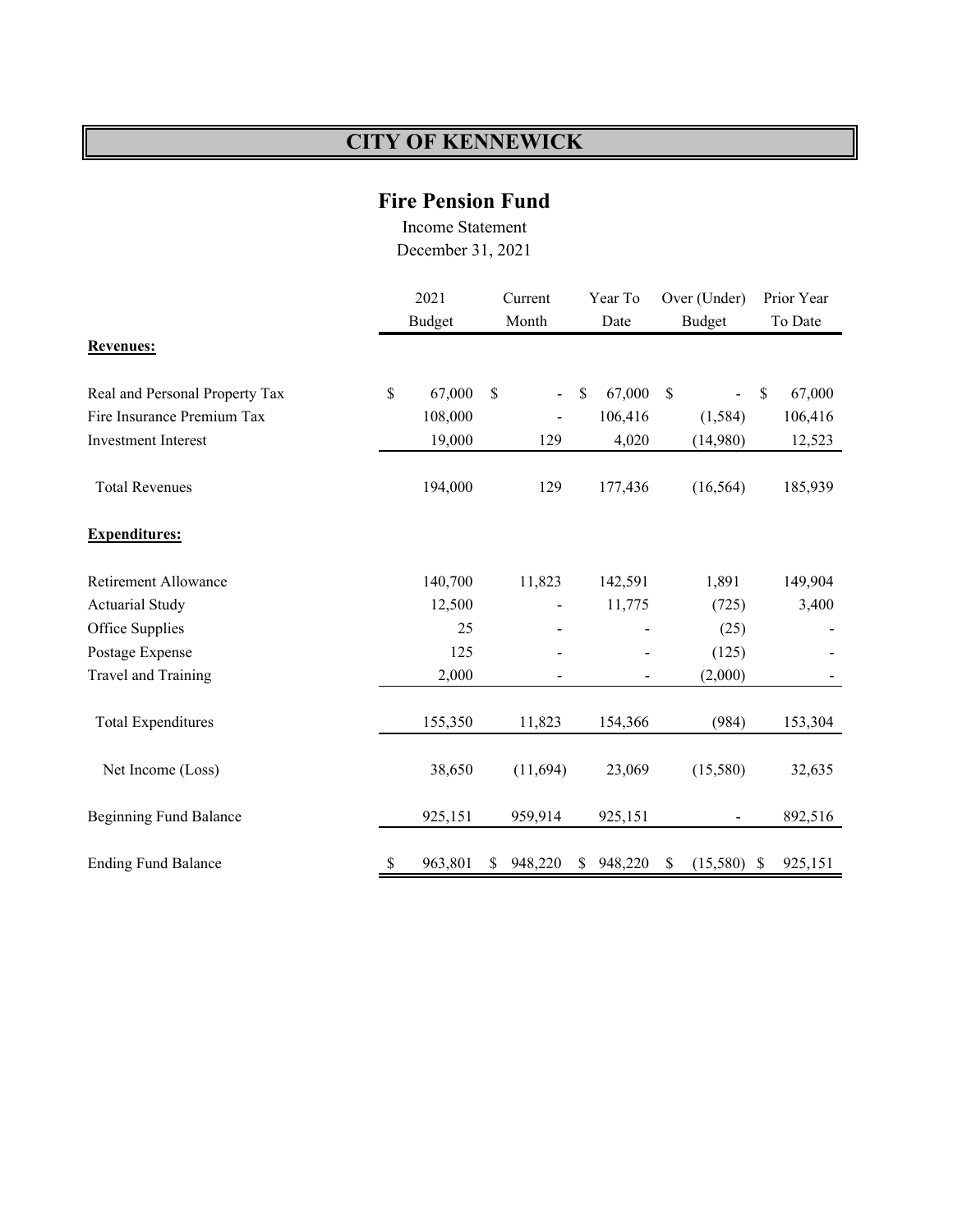# CITY OF KENNEWICK

## Fire Pension Fund

Income Statement
December 31, 2021

| | 2021 Budget | Current Month | Year To Date | Over (Under) Budget | Prior Year To Date |
|---|---|---|---|---|---|
| **Revenues:** | | | | | |
| Real and Personal Property Tax | $ 67,000 | $ - | $ 67,000 | $ - | $ 67,000 |
| Fire Insurance Premium Tax | 108,000 | - | 106,416 | (1,584) | 106,416 |
| Investment Interest | 19,000 | 129 | 4,020 | (14,980) | 12,523 |
| Total Revenues | 194,000 | 129 | 177,436 | (16,564) | 185,939 |
| **Expenditures:** | | | | | |
| Retirement Allowance | 140,700 | 11,823 | 142,591 | 1,891 | 149,904 |
| Actuarial Study | 12,500 | - | 11,775 | (725) | 3,400 |
| Office Supplies | 25 | - | - | (25) | - |
| Postage Expense | 125 | - | - | (125) | - |
| Travel and Training | 2,000 | - | - | (2,000) | - |
| Total Expenditures | 155,350 | 11,823 | 154,366 | (984) | 153,304 |
| Net Income (Loss) | 38,650 | (11,694) | 23,069 | (15,580) | 32,635 |
| Beginning Fund Balance | 925,151 | 959,914 | 925,151 | - | 892,516 |
| Ending Fund Balance | $ 963,801 | $ 948,220 | $ 948,220 | $ (15,580) | $ 925,151 |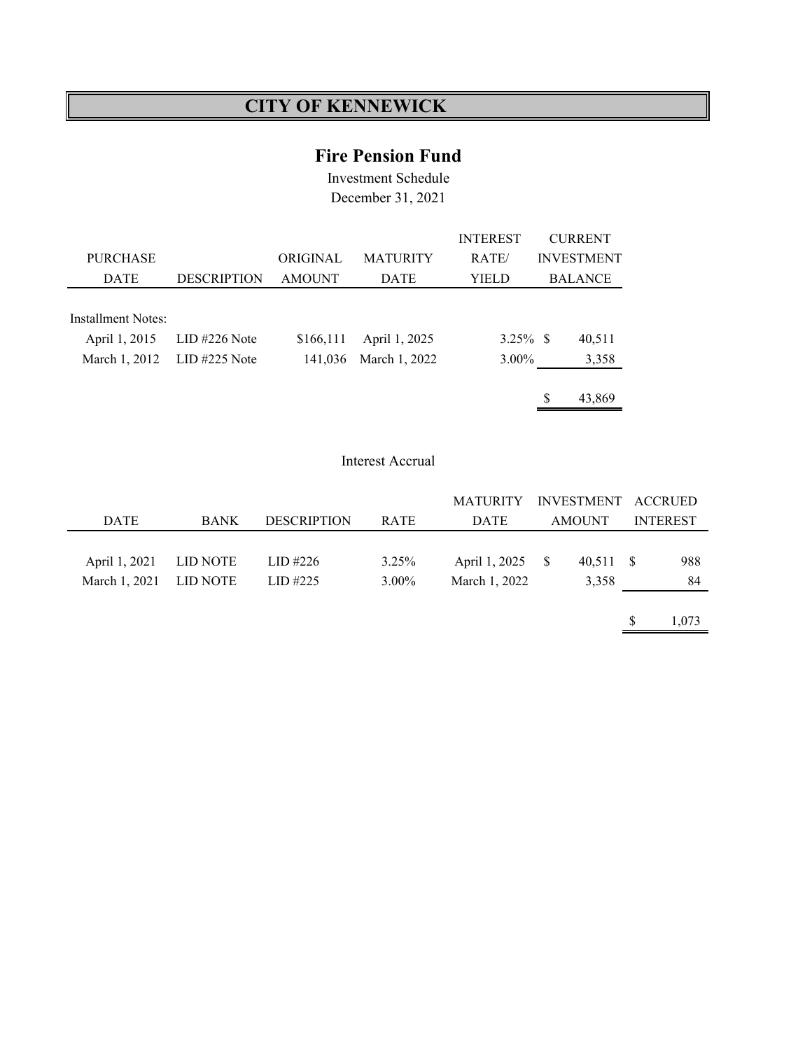# CITY OF KENNEWICK

## Fire Pension Fund

Investment Schedule
December 31, 2021

| PURCHASE DATE | DESCRIPTION | ORIGINAL AMOUNT | MATURITY DATE | INTEREST RATE/ YIELD | CURRENT INVESTMENT BALANCE |
|---|---|---|---|---|---|
| Installment Notes: | | | | | |
| April 1, 2015 | LID #226 Note | $166,111 | April 1, 2025 | 3.25% | $ 40,511 |
| March 1, 2012 | LID #225 Note | 141,036 | March 1, 2022 | 3.00% | 3,358 |
| | | | | | $ 43,869 |

Interest Accrual

| DATE | BANK | DESCRIPTION | RATE | MATURITY DATE | INVESTMENT AMOUNT | ACCRUED INTEREST |
|---|---|---|---|---|---|---|
| April 1, 2021 | LID NOTE | LID #226 | 3.25% | April 1, 2025 | $ 40,511 | $ 988 |
| March 1, 2021 | LID NOTE | LID #225 | 3.00% | March 1, 2022 | 3,358 | 84 |
| | | | | | | $ 1,073 |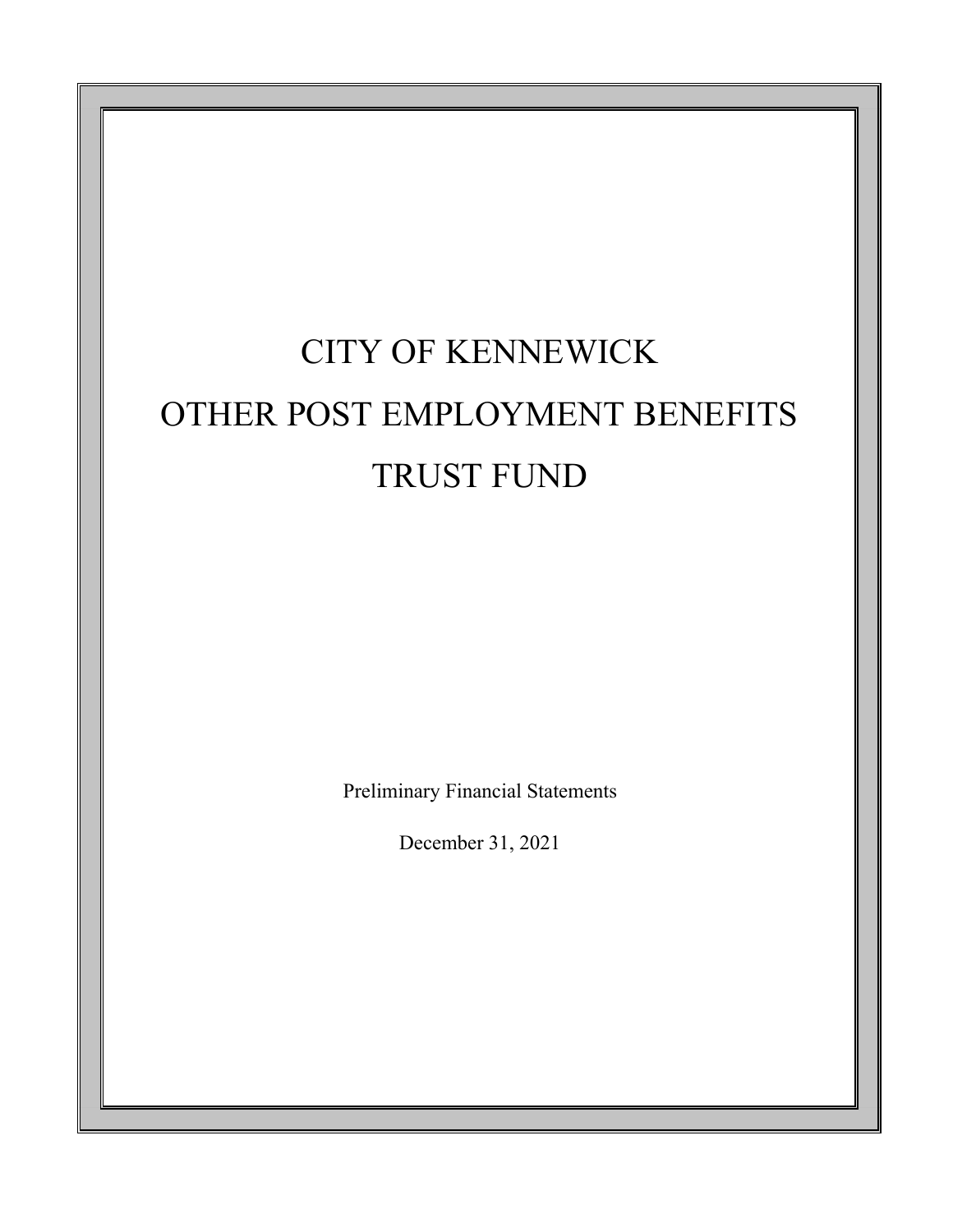# CITY OF KENNEWICK

# OTHER POST EMPLOYMENT BENEFITS

# TRUST FUND

Preliminary Financial Statements

December 31, 2021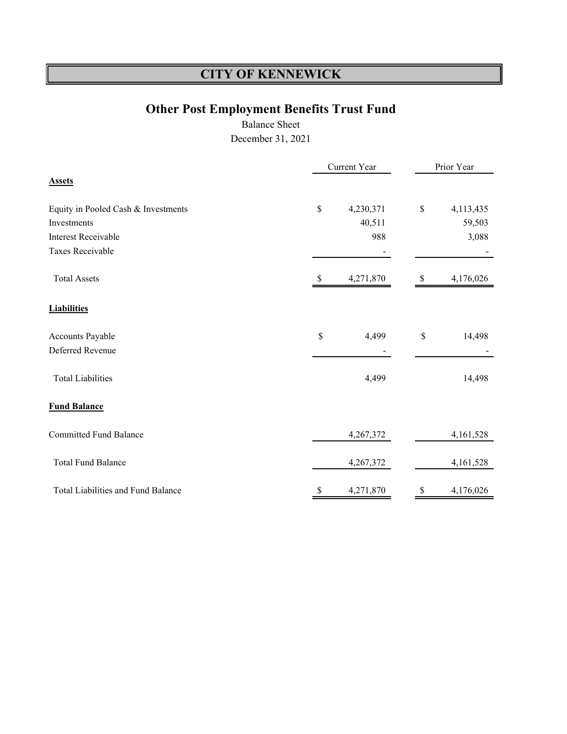# CITY OF KENNEWICK

## Other Post Employment Benefits Trust Fund

Balance Sheet

December 31, 2021

| | Current Year | Prior Year |
|---|---|---|
| **Assets** | | |
| Equity in Pooled Cash & Investments | $ 4,230,371 | $ 4,113,435 |
| Investments | 40,511 | 59,503 |
| Interest Receivable | 988 | 3,088 |
| Taxes Receivable | - | - |
| Total Assets | $ 4,271,870 | $ 4,176,026 |
| **Liabilities** | | |
| Accounts Payable | $ 4,499 | $ 14,498 |
| Deferred Revenue | - | - |
| Total Liabilities | 4,499 | 14,498 |
| **Fund Balance** | | |
| Committed Fund Balance | 4,267,372 | 4,161,528 |
| Total Fund Balance | 4,267,372 | 4,161,528 |
| Total Liabilities and Fund Balance | $ 4,271,870 | $ 4,176,026 |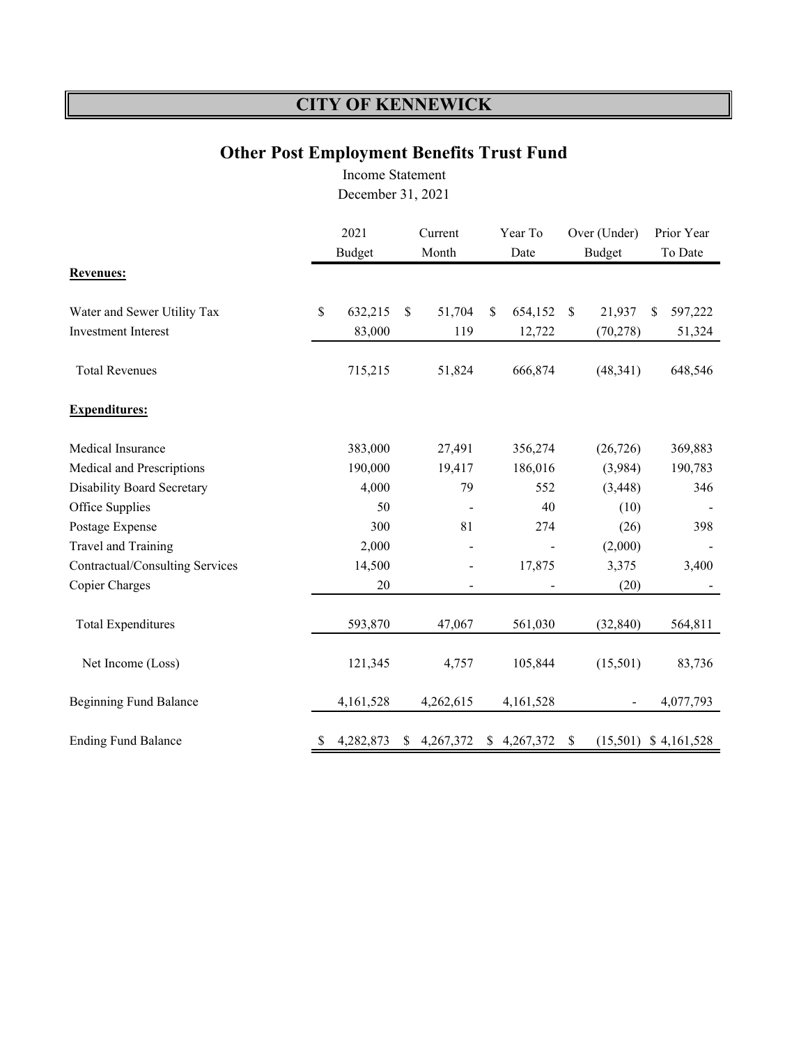# CITY OF KENNEWICK

## Other Post Employment Benefits Trust Fund

Income Statement

December 31, 2021

| | 2021 Budget | Current Month | Year To Date | Over (Under) Budget | Prior Year To Date |
|---|---|---|---|---|---|
| **Revenues:** | | | | | |
| Water and Sewer Utility Tax | $ 632,215 | $ 51,704 | $ 654,152 | $ 21,937 | $ 597,222 |
| Investment Interest | 83,000 | 119 | 12,722 | (70,278) | 51,324 |
| Total Revenues | 715,215 | 51,824 | 666,874 | (48,341) | 648,546 |
| **Expenditures:** | | | | | |
| Medical Insurance | 383,000 | 27,491 | 356,274 | (26,726) | 369,883 |
| Medical and Prescriptions | 190,000 | 19,417 | 186,016 | (3,984) | 190,783 |
| Disability Board Secretary | 4,000 | 79 | 552 | (3,448) | 346 |
| Office Supplies | 50 | - | 40 | (10) | - |
| Postage Expense | 300 | 81 | 274 | (26) | 398 |
| Travel and Training | 2,000 | - | - | (2,000) | - |
| Contractual/Consulting Services | 14,500 | - | 17,875 | 3,375 | 3,400 |
| Copier Charges | 20 | - | - | (20) | - |
| Total Expenditures | 593,870 | 47,067 | 561,030 | (32,840) | 564,811 |
| Net Income (Loss) | 121,345 | 4,757 | 105,844 | (15,501) | 83,736 |
| Beginning Fund Balance | 4,161,528 | 4,262,615 | 4,161,528 | - | 4,077,793 |
| Ending Fund Balance | $ 4,282,873 | $ 4,267,372 | $ 4,267,372 | $ (15,501) | $ 4,161,528 |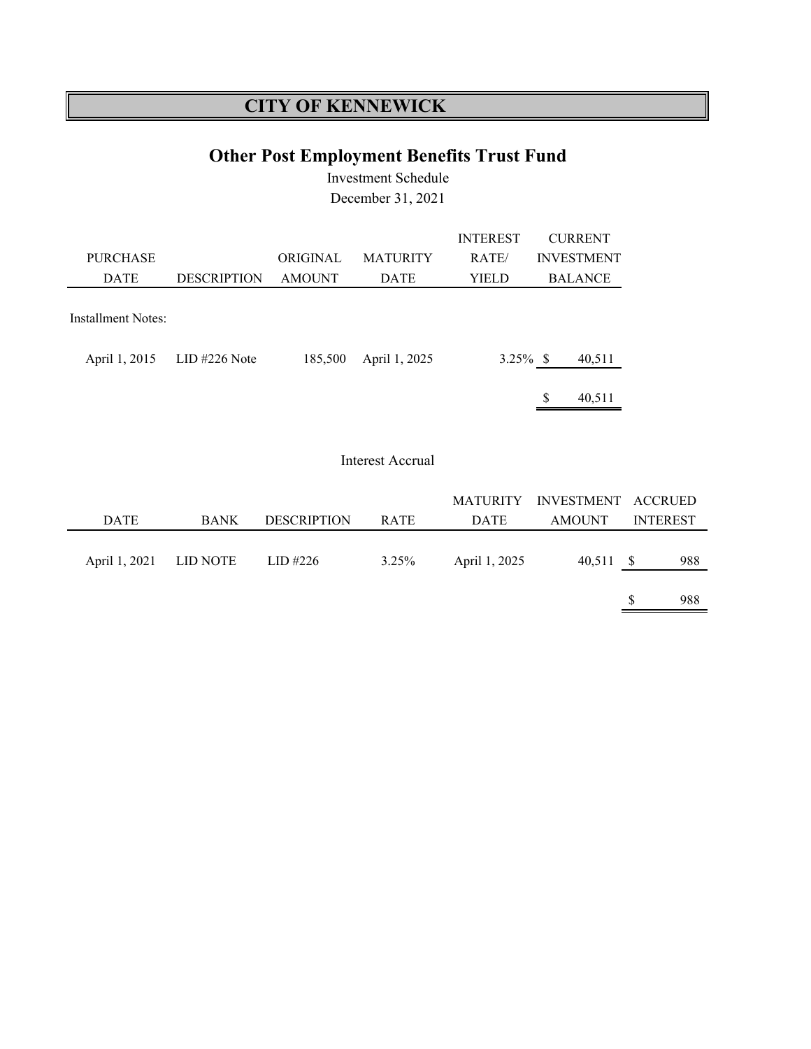# CITY OF KENNEWICK

## Other Post Employment Benefits Trust Fund

Investment Schedule

December 31, 2021

| PURCHASE DATE | DESCRIPTION | ORIGINAL AMOUNT | MATURITY DATE | INTEREST RATE/ YIELD | CURRENT INVESTMENT BALANCE |
|---|---|---|---|---|---|
| Installment Notes: | | | | | |
| April 1, 2015 | LID #226 Note | 185,500 | April 1, 2025 | 3.25% | $ 40,511 |
| | | | | | $ 40,511 |

Interest Accrual

| DATE | BANK | DESCRIPTION | RATE | MATURITY DATE | INVESTMENT AMOUNT | ACCRUED INTEREST |
|---|---|---|---|---|---|---|
| April 1, 2021 | LID NOTE | LID #226 | 3.25% | April 1, 2025 | 40,511 | $ 988 |
| | | | | | | $ 988 |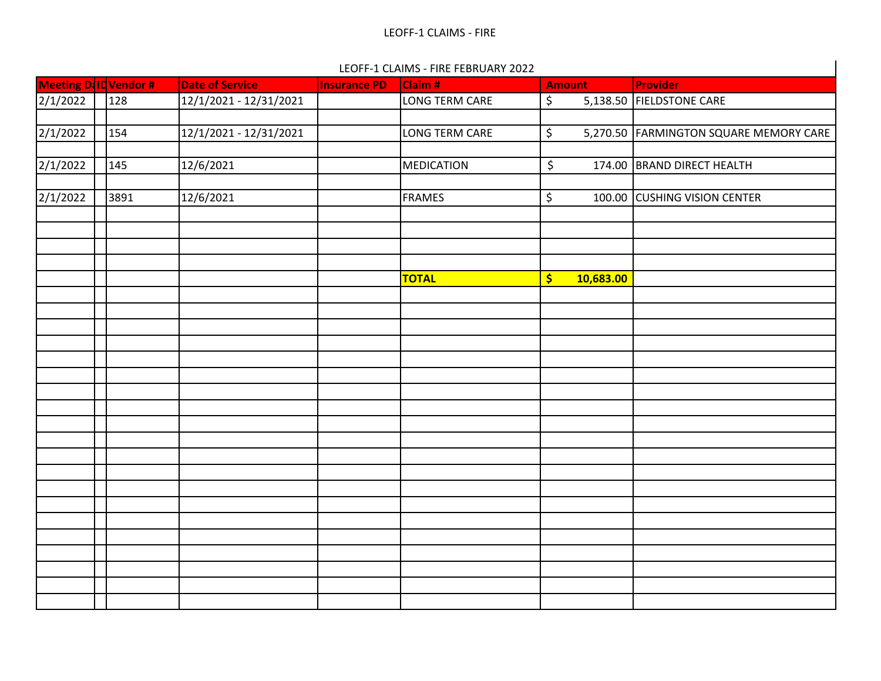LEOFF-1 CLAIMS - FIRE FEBRUARY 2022

| Meeting Da | ID | Vendor # | Date of Service | Insurance PD | Claim # | Amount | Provider |
|---|---|---|---|---|---|---|---|
| 2/1/2022 | | 128 | 12/1/2021 - 12/31/2021 | | LONG TERM CARE | $ 5,138.50 | FIELDSTONE CARE |
| 2/1/2022 | | 154 | 12/1/2021 - 12/31/2021 | | LONG TERM CARE | $ 5,270.50 | FARMINGTON SQUARE MEMORY CARE |
| 2/1/2022 | | 145 | 12/6/2021 | | MEDICATION | $ 174.00 | BRAND DIRECT HEALTH |
| 2/1/2022 | | 3891 | 12/6/2021 | | FRAMES | $ 100.00 | CUSHING VISION CENTER |
| | | | | | **TOTAL** | **$ 10,683.00** | |